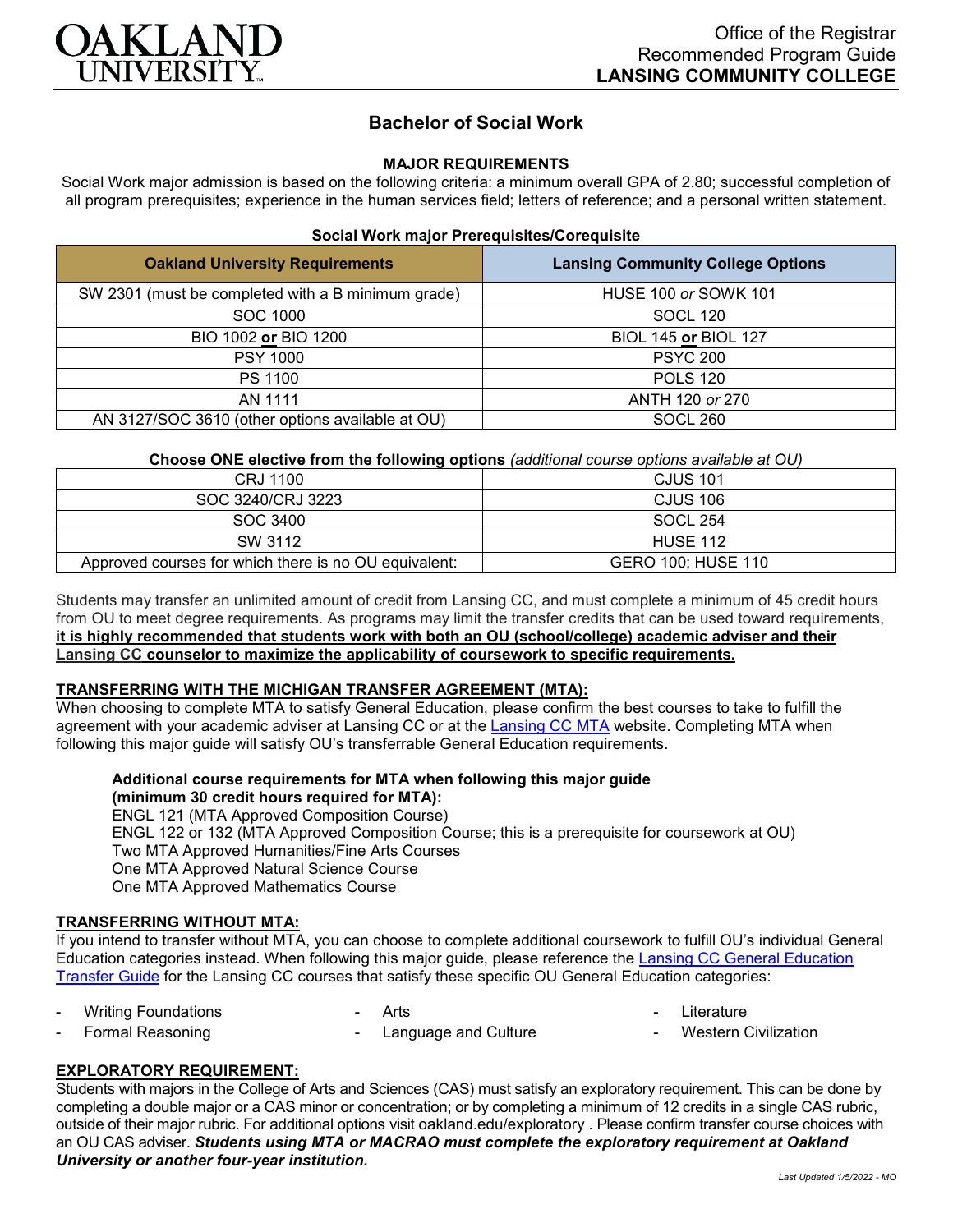OAKLAND UNIVERSITY

Office of the Registrar
Recommended Program Guide
**LANSING COMMUNITY COLLEGE**

# Bachelor of Social Work

**MAJOR REQUIREMENTS**

Social Work major admission is based on the following criteria: a minimum overall GPA of 2.80; successful completion of all program prerequisites; experience in the human services field; letters of reference; and a personal written statement.

**Social Work major Prerequisites/Corequisite**

| Oakland University Requirements | Lansing Community College Options |
|---|---|
| SW 2301 (must be completed with a B minimum grade) | HUSE 100 *or* SOWK 101 |
| SOC 1000 | SOCL 120 |
| BIO 1002 **or** BIO 1200 | BIOL 145 **or** BIOL 127 |
| PSY 1000 | PSYC 200 |
| PS 1100 | POLS 120 |
| AN 1111 | ANTH 120 *or* 270 |
| AN 3127/SOC 3610 (other options available at OU) | SOCL 260 |

**Choose ONE elective from the following options** *(additional course options available at OU)*

| | |
|---|---|
| CRJ 1100 | CJUS 101 |
| SOC 3240/CRJ 3223 | CJUS 106 |
| SOC 3400 | SOCL 254 |
| SW 3112 | HUSE 112 |
| Approved courses for which there is no OU equivalent: | GERO 100; HUSE 110 |

Students may transfer an unlimited amount of credit from Lansing CC, and must complete a minimum of 45 credit hours from OU to meet degree requirements. As programs may limit the transfer credits that can be used toward requirements, **it is highly recommended that students work with both an OU (school/college) academic adviser and their Lansing CC counselor to maximize the applicability of coursework to specific requirements.**

**TRANSFERRING WITH THE MICHIGAN TRANSFER AGREEMENT (MTA):**

When choosing to complete MTA to satisfy General Education, please confirm the best courses to take to fulfill the agreement with your academic adviser at Lansing CC or at the Lansing CC MTA website. Completing MTA when following this major guide will satisfy OU's transferrable General Education requirements.

**Additional course requirements for MTA when following this major guide (minimum 30 credit hours required for MTA):**

ENGL 121 (MTA Approved Composition Course)
ENGL 122 or 132 (MTA Approved Composition Course; this is a prerequisite for coursework at OU)
Two MTA Approved Humanities/Fine Arts Courses
One MTA Approved Natural Science Course
One MTA Approved Mathematics Course

**TRANSFERRING WITHOUT MTA:**

If you intend to transfer without MTA, you can choose to complete additional coursework to fulfill OU's individual General Education categories instead. When following this major guide, please reference the Lansing CC General Education Transfer Guide for the Lansing CC courses that satisfy these specific OU General Education categories:

- Writing Foundations
- Formal Reasoning
- Arts
- Language and Culture
- Literature
- Western Civilization

**EXPLORATORY REQUIREMENT:**

Students with majors in the College of Arts and Sciences (CAS) must satisfy an exploratory requirement. This can be done by completing a double major or a CAS minor or concentration; or by completing a minimum of 12 credits in a single CAS rubric, outside of their major rubric. For additional options visit oakland.edu/exploratory . Please confirm transfer course choices with an OU CAS adviser. ***Students using MTA or MACRAO must complete the exploratory requirement at Oakland University or another four-year institution.***

*Last Updated 1/5/2022 - MO*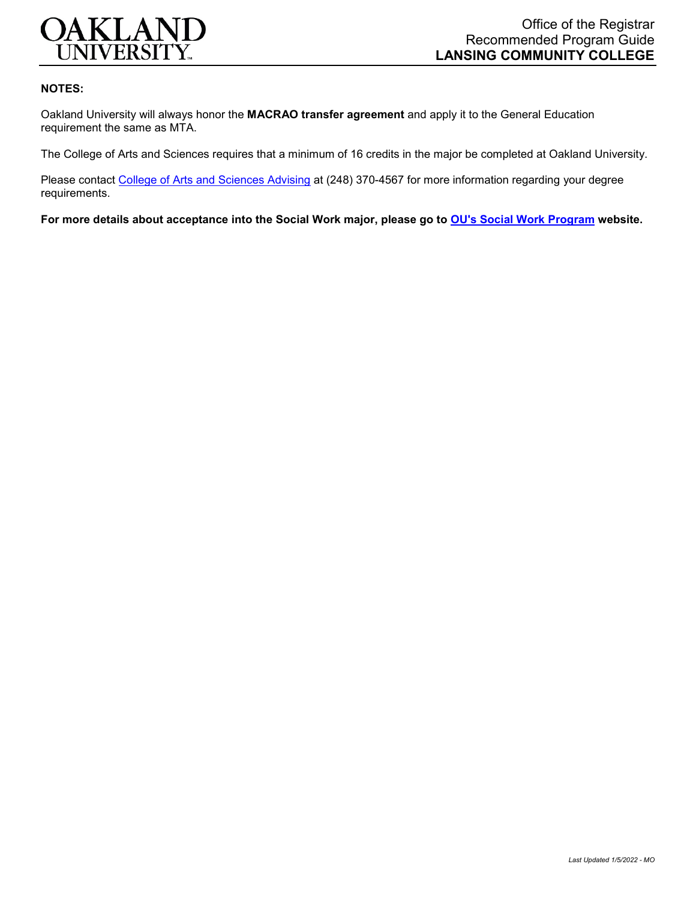**NOTES:**

Oakland University will always honor the **MACRAO transfer agreement** and apply it to the General Education requirement the same as MTA.

The College of Arts and Sciences requires that a minimum of 16 credits in the major be completed at Oakland University.

Please contact College of Arts and Sciences Advising at (248) 370-4567 for more information regarding your degree requirements.

**For more details about acceptance into the Social Work major, please go to OU's Social Work Program website.**

*Last Updated 1/5/2022 - MO*